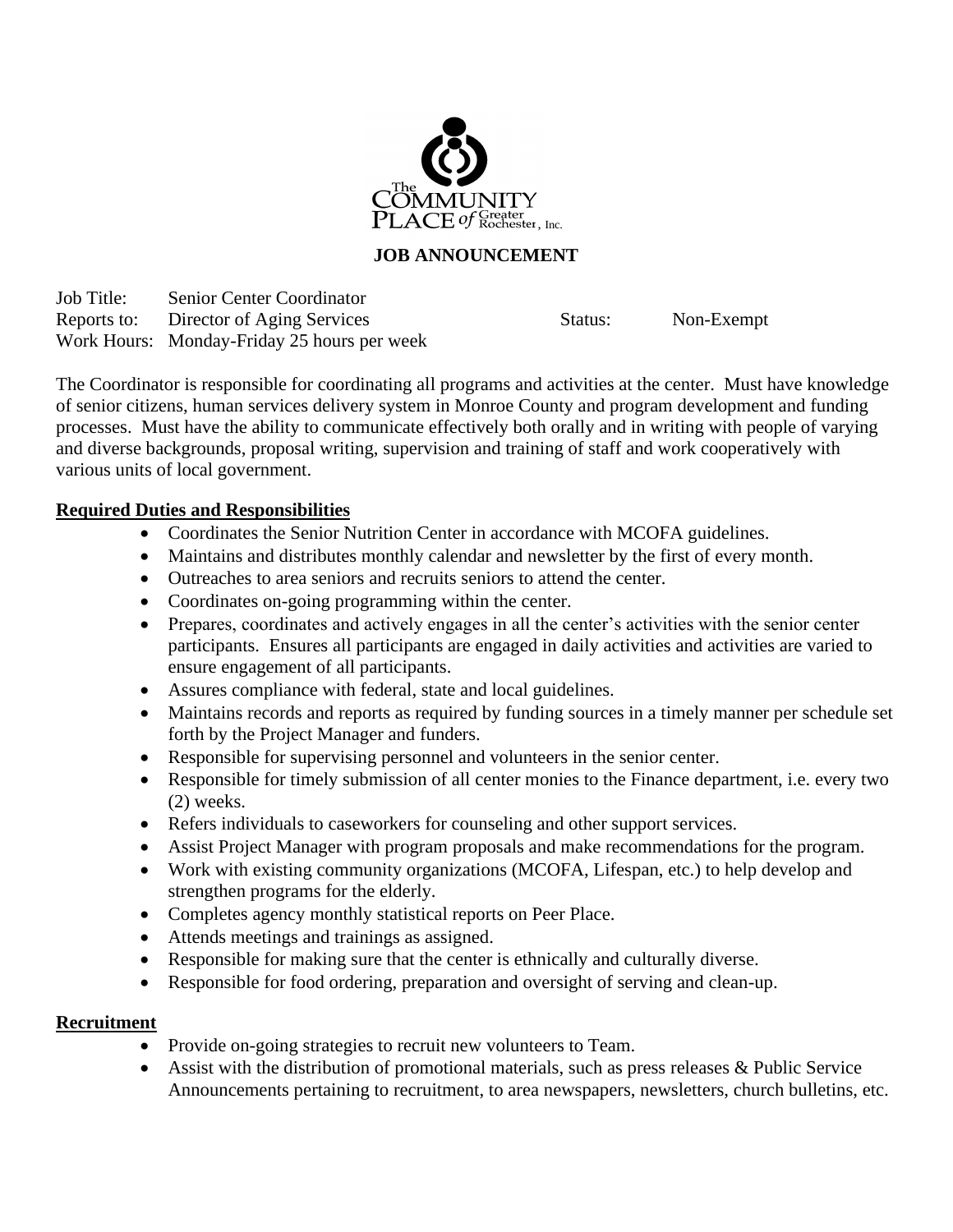The Community Place of Greater Rochester, Inc.

**JOB ANNOUNCEMENT**

Job Title: Senior Center Coordinator
Reports to: Director of Aging Services Status: Non-Exempt
Work Hours: Monday-Friday 25 hours per week

The Coordinator is responsible for coordinating all programs and activities at the center. Must have knowledge of senior citizens, human services delivery system in Monroe County and program development and funding processes. Must have the ability to communicate effectively both orally and in writing with people of varying and diverse backgrounds, proposal writing, supervision and training of staff and work cooperatively with various units of local government.

**Required Duties and Responsibilities**

- Coordinates the Senior Nutrition Center in accordance with MCOFA guidelines.
- Maintains and distributes monthly calendar and newsletter by the first of every month.
- Outreaches to area seniors and recruits seniors to attend the center.
- Coordinates on-going programming within the center.
- Prepares, coordinates and actively engages in all the center's activities with the senior center participants. Ensures all participants are engaged in daily activities and activities are varied to ensure engagement of all participants.
- Assures compliance with federal, state and local guidelines.
- Maintains records and reports as required by funding sources in a timely manner per schedule set forth by the Project Manager and funders.
- Responsible for supervising personnel and volunteers in the senior center.
- Responsible for timely submission of all center monies to the Finance department, i.e. every two (2) weeks.
- Refers individuals to caseworkers for counseling and other support services.
- Assist Project Manager with program proposals and make recommendations for the program.
- Work with existing community organizations (MCOFA, Lifespan, etc.) to help develop and strengthen programs for the elderly.
- Completes agency monthly statistical reports on Peer Place.
- Attends meetings and trainings as assigned.
- Responsible for making sure that the center is ethnically and culturally diverse.
- Responsible for food ordering, preparation and oversight of serving and clean-up.

**Recruitment**

- Provide on-going strategies to recruit new volunteers to Team.
- Assist with the distribution of promotional materials, such as press releases & Public Service Announcements pertaining to recruitment, to area newspapers, newsletters, church bulletins, etc.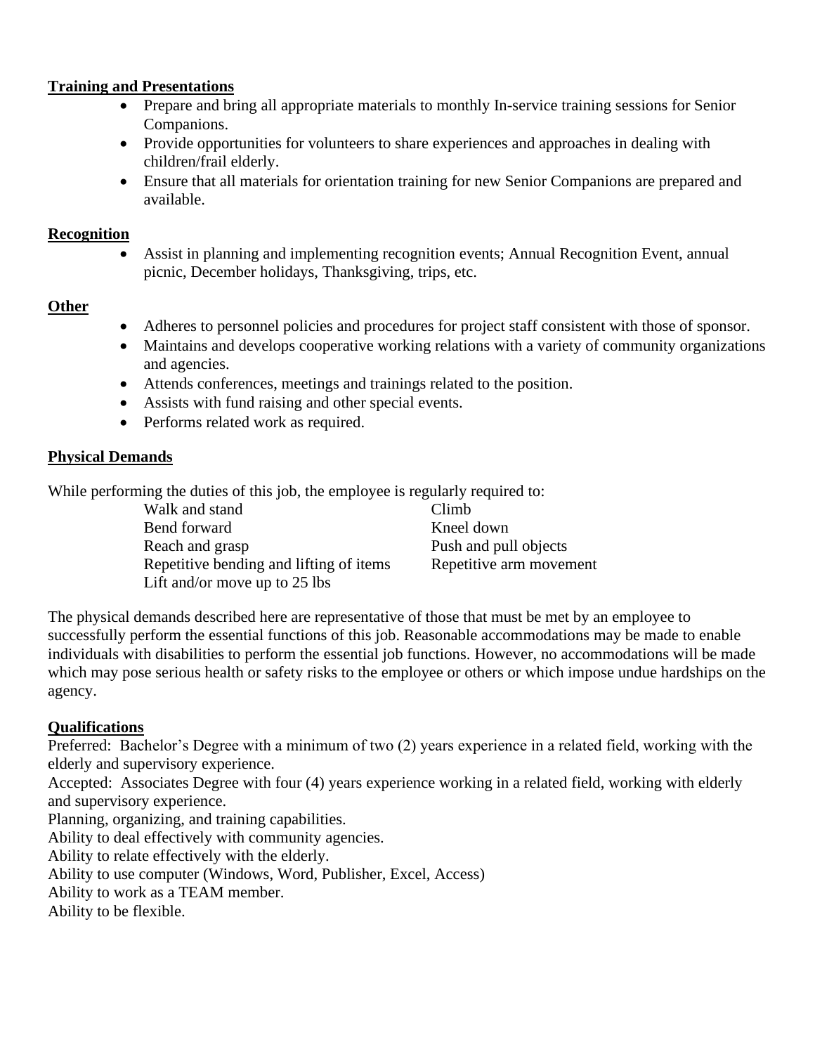**Training and Presentations**

- Prepare and bring all appropriate materials to monthly In-service training sessions for Senior Companions.
- Provide opportunities for volunteers to share experiences and approaches in dealing with children/frail elderly.
- Ensure that all materials for orientation training for new Senior Companions are prepared and available.

**Recognition**

- Assist in planning and implementing recognition events; Annual Recognition Event, annual picnic, December holidays, Thanksgiving, trips, etc.

**Other**

- Adheres to personnel policies and procedures for project staff consistent with those of sponsor.
- Maintains and develops cooperative working relations with a variety of community organizations and agencies.
- Attends conferences, meetings and trainings related to the position.
- Assists with fund raising and other special events.
- Performs related work as required.

**Physical Demands**

While performing the duties of this job, the employee is regularly required to:

| | |
|---|---|
| Walk and stand | Climb |
| Bend forward | Kneel down |
| Reach and grasp | Push and pull objects |
| Repetitive bending and lifting of items | Repetitive arm movement |
| Lift and/or move up to 25 lbs | |

The physical demands described here are representative of those that must be met by an employee to successfully perform the essential functions of this job. Reasonable accommodations may be made to enable individuals with disabilities to perform the essential job functions. However, no accommodations will be made which may pose serious health or safety risks to the employee or others or which impose undue hardships on the agency.

**Qualifications**

Preferred: Bachelor's Degree with a minimum of two (2) years experience in a related field, working with the elderly and supervisory experience.
Accepted: Associates Degree with four (4) years experience working in a related field, working with elderly and supervisory experience.
Planning, organizing, and training capabilities.
Ability to deal effectively with community agencies.
Ability to relate effectively with the elderly.
Ability to use computer (Windows, Word, Publisher, Excel, Access)
Ability to work as a TEAM member.
Ability to be flexible.